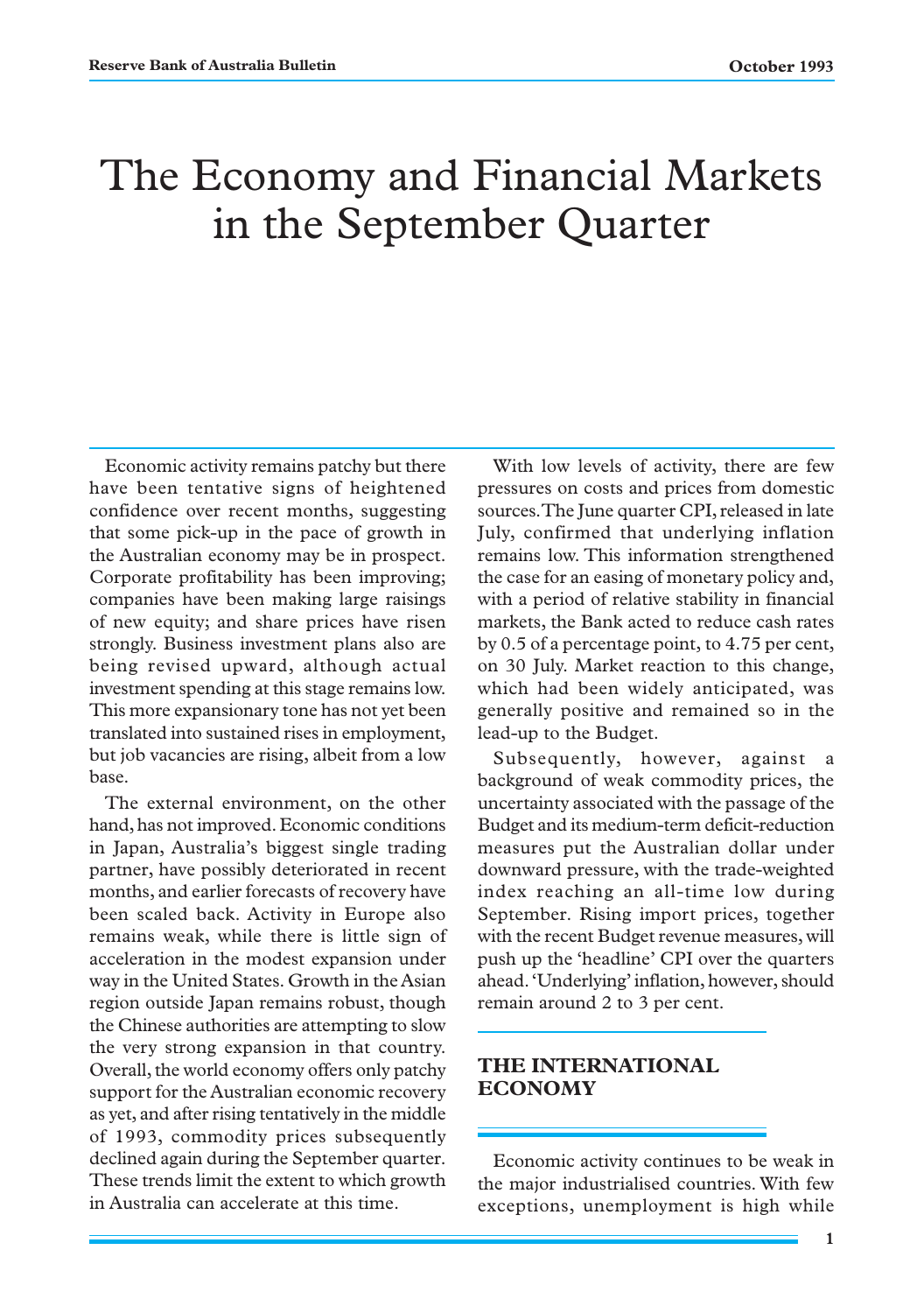# The Economy and Financial Markets in the September Quarter

Economic activity remains patchy but there have been tentative signs of heightened confidence over recent months, suggesting that some pick-up in the pace of growth in the Australian economy may be in prospect. Corporate profitability has been improving; companies have been making large raisings of new equity; and share prices have risen strongly. Business investment plans also are being revised upward, although actual investment spending at this stage remains low. This more expansionary tone has not yet been translated into sustained rises in employment, but job vacancies are rising, albeit from a low base.

The external environment, on the other hand, has not improved. Economic conditions in Japan, Australia's biggest single trading partner, have possibly deteriorated in recent months, and earlier forecasts of recovery have been scaled back. Activity in Europe also remains weak, while there is little sign of acceleration in the modest expansion under way in the United States. Growth in the Asian region outside Japan remains robust, though the Chinese authorities are attempting to slow the very strong expansion in that country. Overall, the world economy offers only patchy support for the Australian economic recovery as yet, and after rising tentatively in the middle of 1993, commodity prices subsequently declined again during the September quarter. These trends limit the extent to which growth in Australia can accelerate at this time.

With low levels of activity, there are few pressures on costs and prices from domestic sources. The June quarter CPI, released in late July, confirmed that underlying inflation remains low. This information strengthened the case for an easing of monetary policy and, with a period of relative stability in financial markets, the Bank acted to reduce cash rates by 0.5 of a percentage point, to 4.75 per cent, on 30 July. Market reaction to this change, which had been widely anticipated, was generally positive and remained so in the lead-up to the Budget.

Subsequently, however, against a background of weak commodity prices, the uncertainty associated with the passage of the Budget and its medium-term deficit-reduction measures put the Australian dollar under downward pressure, with the trade-weighted index reaching an all-time low during September. Rising import prices, together with the recent Budget revenue measures, will push up the 'headline' CPI over the quarters ahead. 'Underlying' inflation, however, should remain around 2 to 3 per cent.

## THE INTERNATIONAL ECONOMY

Economic activity continues to be weak in the major industrialised countries. With few exceptions, unemployment is high while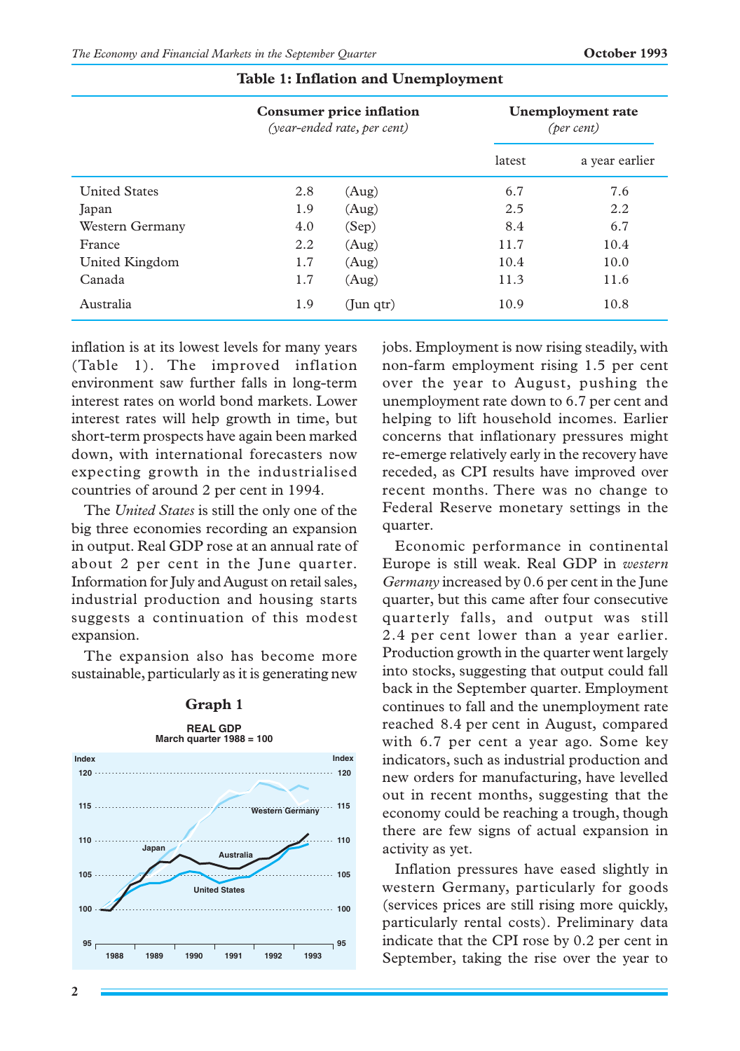**Table 1: Inflation and Unemployment**

| | Consumer price inflation (year-ended rate, per cent) | | Unemployment rate (per cent) | |
|---|---|---|---|---|
| | | | latest | a year earlier |
| United States | 2.8 | (Aug) | 6.7 | 7.6 |
| Japan | 1.9 | (Aug) | 2.5 | 2.2 |
| Western Germany | 4.0 | (Sep) | 8.4 | 6.7 |
| France | 2.2 | (Aug) | 11.7 | 10.4 |
| United Kingdom | 1.7 | (Aug) | 10.4 | 10.0 |
| Canada | 1.7 | (Aug) | 11.3 | 11.6 |
| Australia | 1.9 | (Jun qtr) | 10.9 | 10.8 |

inflation is at its lowest levels for many years (Table 1). The improved inflation environment saw further falls in long-term interest rates on world bond markets. Lower interest rates will help growth in time, but short-term prospects have again been marked down, with international forecasters now expecting growth in the industrialised countries of around 2 per cent in 1994.

The *United States* is still the only one of the big three economies recording an expansion in output. Real GDP rose at an annual rate of about 2 per cent in the June quarter. Information for July and August on retail sales, industrial production and housing starts suggests a continuation of this modest expansion.

The expansion also has become more sustainable, particularly as it is generating new jobs. Employment is now rising steadily, with non-farm employment rising 1.5 per cent over the year to August, pushing the unemployment rate down to 6.7 per cent and helping to lift household incomes. Earlier concerns that inflationary pressures might re-emerge relatively early in the recovery have receded, as CPI results have improved over recent months. There was no change to Federal Reserve monetary settings in the quarter.

**Graph 1**

REAL GDP
March quarter 1988 = 100

Economic performance in continental Europe is still weak. Real GDP in *western Germany* increased by 0.6 per cent in the June quarter, but this came after four consecutive quarterly falls, and output was still 2.4 per cent lower than a year earlier. Production growth in the quarter went largely into stocks, suggesting that output could fall back in the September quarter. Employment continues to fall and the unemployment rate reached 8.4 per cent in August, compared with 6.7 per cent a year ago. Some key indicators, such as industrial production and new orders for manufacturing, have levelled out in recent months, suggesting that the economy could be reaching a trough, though there are few signs of actual expansion in activity as yet.

Inflation pressures have eased slightly in western Germany, particularly for goods (services prices are still rising more quickly, particularly rental costs). Preliminary data indicate that the CPI rose by 0.2 per cent in September, taking the rise over the year to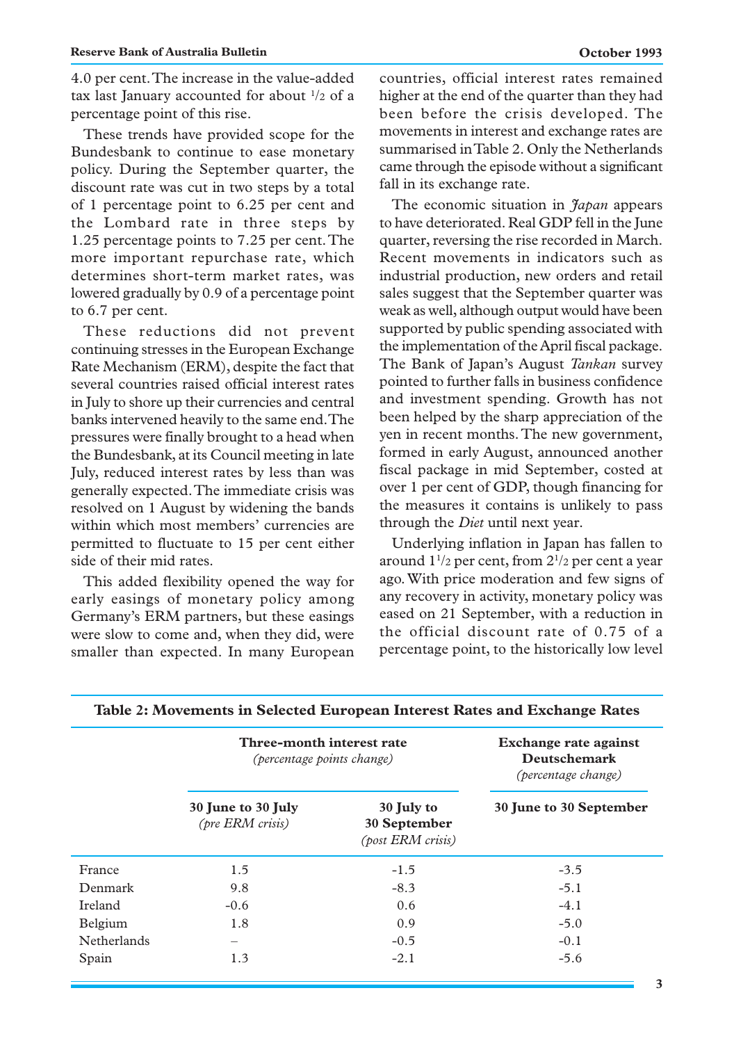4.0 per cent. The increase in the value-added tax last January accounted for about $^1/_2$ of a percentage point of this rise.

These trends have provided scope for the Bundesbank to continue to ease monetary policy. During the September quarter, the discount rate was cut in two steps by a total of 1 percentage point to 6.25 per cent and the Lombard rate in three steps by 1.25 percentage points to 7.25 per cent. The more important repurchase rate, which determines short-term market rates, was lowered gradually by 0.9 of a percentage point to 6.7 per cent.

These reductions did not prevent continuing stresses in the European Exchange Rate Mechanism (ERM), despite the fact that several countries raised official interest rates in July to shore up their currencies and central banks intervened heavily to the same end. The pressures were finally brought to a head when the Bundesbank, at its Council meeting in late July, reduced interest rates by less than was generally expected. The immediate crisis was resolved on 1 August by widening the bands within which most members' currencies are permitted to fluctuate to 15 per cent either side of their mid rates.

This added flexibility opened the way for early easings of monetary policy among Germany's ERM partners, but these easings were slow to come and, when they did, were smaller than expected. In many European countries, official interest rates remained higher at the end of the quarter than they had been before the crisis developed. The movements in interest and exchange rates are summarised in Table 2. Only the Netherlands came through the episode without a significant fall in its exchange rate.

The economic situation in *Japan* appears to have deteriorated. Real GDP fell in the June quarter, reversing the rise recorded in March. Recent movements in indicators such as industrial production, new orders and retail sales suggest that the September quarter was weak as well, although output would have been supported by public spending associated with the implementation of the April fiscal package. The Bank of Japan's August *Tankan* survey pointed to further falls in business confidence and investment spending. Growth has not been helped by the sharp appreciation of the yen in recent months. The new government, formed in early August, announced another fiscal package in mid September, costed at over 1 per cent of GDP, though financing for the measures it contains is unlikely to pass through the *Diet* until next year.

Underlying inflation in Japan has fallen to around $1^1/_2$ per cent, from $2^1/_2$ per cent a year ago. With price moderation and few signs of any recovery in activity, monetary policy was eased on 21 September, with a reduction in the official discount rate of 0.75 of a percentage point, to the historically low level

**Table 2: Movements in Selected European Interest Rates and Exchange Rates**

| | Three-month interest rate *(percentage points change)* | | Exchange rate against Deutschemark *(percentage change)* |
|---|---|---|---|
| | **30 June to 30 July** *(pre ERM crisis)* | **30 July to 30 September** *(post ERM crisis)* | **30 June to 30 September** |
| France | 1.5 | -1.5 | -3.5 |
| Denmark | 9.8 | -8.3 | -5.1 |
| Ireland | -0.6 | 0.6 | -4.1 |
| Belgium | 1.8 | 0.9 | -5.0 |
| Netherlands | – | -0.5 | -0.1 |
| Spain | 1.3 | -2.1 | -5.6 |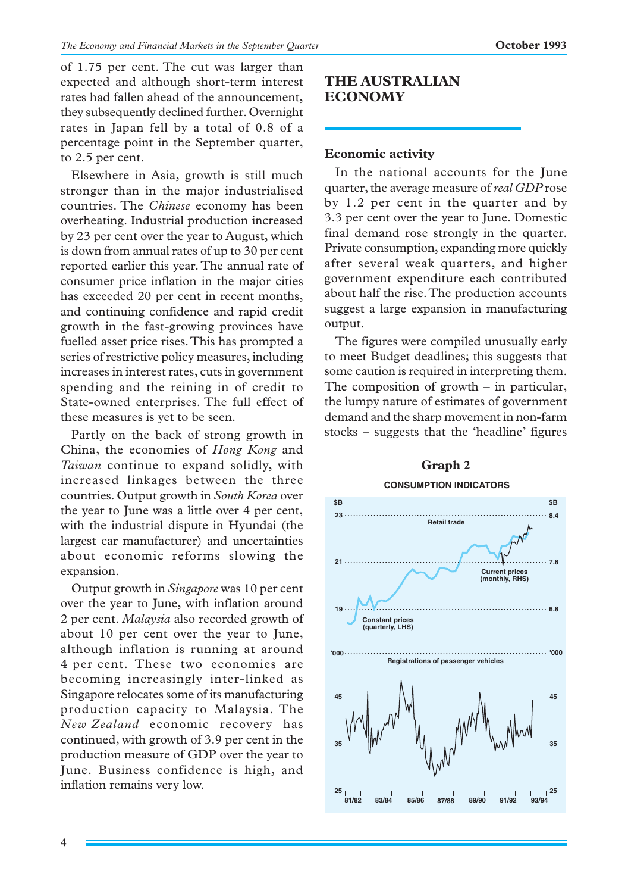of 1.75 per cent. The cut was larger than expected and although short-term interest rates had fallen ahead of the announcement, they subsequently declined further. Overnight rates in Japan fell by a total of 0.8 of a percentage point in the September quarter, to 2.5 per cent.

Elsewhere in Asia, growth is still much stronger than in the major industrialised countries. The *Chinese* economy has been overheating. Industrial production increased by 23 per cent over the year to August, which is down from annual rates of up to 30 per cent reported earlier this year. The annual rate of consumer price inflation in the major cities has exceeded 20 per cent in recent months, and continuing confidence and rapid credit growth in the fast-growing provinces have fuelled asset price rises. This has prompted a series of restrictive policy measures, including increases in interest rates, cuts in government spending and the reining in of credit to State-owned enterprises. The full effect of these measures is yet to be seen.

Partly on the back of strong growth in China, the economies of *Hong Kong* and *Taiwan* continue to expand solidly, with increased linkages between the three countries. Output growth in *South Korea* over the year to June was a little over 4 per cent, with the industrial dispute in Hyundai (the largest car manufacturer) and uncertainties about economic reforms slowing the expansion.

Output growth in *Singapore* was 10 per cent over the year to June, with inflation around 2 per cent. *Malaysia* also recorded growth of about 10 per cent over the year to June, although inflation is running at around 4 per cent. These two economies are becoming increasingly inter-linked as Singapore relocates some of its manufacturing production capacity to Malaysia. The *New Zealand* economic recovery has continued, with growth of 3.9 per cent in the production measure of GDP over the year to June. Business confidence is high, and inflation remains very low.

## THE AUSTRALIAN ECONOMY

### Economic activity

In the national accounts for the June quarter, the average measure of *real GDP* rose by 1.2 per cent in the quarter and by 3.3 per cent over the year to June. Domestic final demand rose strongly in the quarter. Private consumption, expanding more quickly after several weak quarters, and higher government expenditure each contributed about half the rise. The production accounts suggest a large expansion in manufacturing output.

The figures were compiled unusually early to meet Budget deadlines; this suggests that some caution is required in interpreting them. The composition of growth – in particular, the lumpy nature of estimates of government demand and the sharp movement in non-farm stocks – suggests that the 'headline' figures

**Graph 2**

**CONSUMPTION INDICATORS**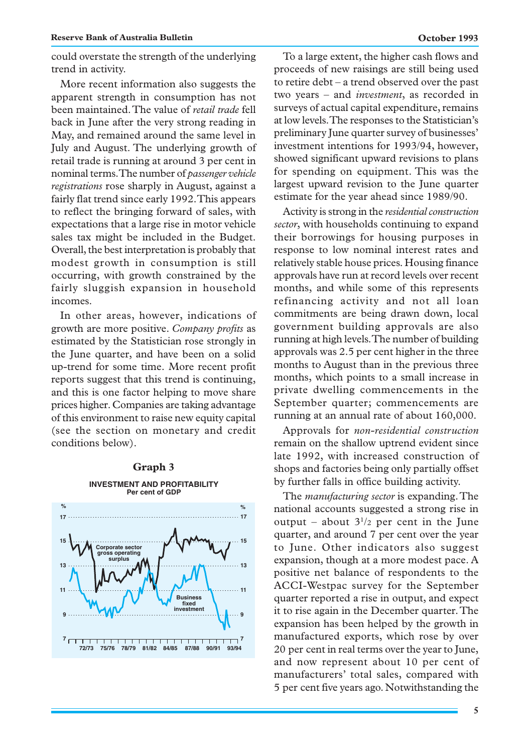could overstate the strength of the underlying trend in activity.

More recent information also suggests the apparent strength in consumption has not been maintained. The value of *retail trade* fell back in June after the very strong reading in May, and remained around the same level in July and August. The underlying growth of retail trade is running at around 3 per cent in nominal terms. The number of *passenger vehicle registrations* rose sharply in August, against a fairly flat trend since early 1992. This appears to reflect the bringing forward of sales, with expectations that a large rise in motor vehicle sales tax might be included in the Budget. Overall, the best interpretation is probably that modest growth in consumption is still occurring, with growth constrained by the fairly sluggish expansion in household incomes.

In other areas, however, indications of growth are more positive. *Company profits* as estimated by the Statistician rose strongly in the June quarter, and have been on a solid up-trend for some time. More recent profit reports suggest that this trend is continuing, and this is one factor helping to move share prices higher. Companies are taking advantage of this environment to raise new equity capital (see the section on monetary and credit conditions below).

**Graph 3**

**INVESTMENT AND PROFITABILITY**
**Per cent of GDP**

To a large extent, the higher cash flows and proceeds of new raisings are still being used to retire debt – a trend observed over the past two years – and *investment*, as recorded in surveys of actual capital expenditure, remains at low levels. The responses to the Statistician's preliminary June quarter survey of businesses' investment intentions for 1993/94, however, showed significant upward revisions to plans for spending on equipment. This was the largest upward revision to the June quarter estimate for the year ahead since 1989/90.

Activity is strong in the *residential construction sector*, with households continuing to expand their borrowings for housing purposes in response to low nominal interest rates and relatively stable house prices. Housing finance approvals have run at record levels over recent months, and while some of this represents refinancing activity and not all loan commitments are being drawn down, local government building approvals are also running at high levels. The number of building approvals was 2.5 per cent higher in the three months to August than in the previous three months, which points to a small increase in private dwelling commencements in the September quarter; commencements are running at an annual rate of about 160,000.

Approvals for *non-residential construction* remain on the shallow uptrend evident since late 1992, with increased construction of shops and factories being only partially offset by further falls in office building activity.

The *manufacturing sector* is expanding. The national accounts suggested a strong rise in output – about $3^1/_2$ per cent in the June quarter, and around 7 per cent over the year to June. Other indicators also suggest expansion, though at a more modest pace. A positive net balance of respondents to the ACCI-Westpac survey for the September quarter reported a rise in output, and expect it to rise again in the December quarter. The expansion has been helped by the growth in manufactured exports, which rose by over 20 per cent in real terms over the year to June, and now represent about 10 per cent of manufacturers' total sales, compared with 5 per cent five years ago. Notwithstanding the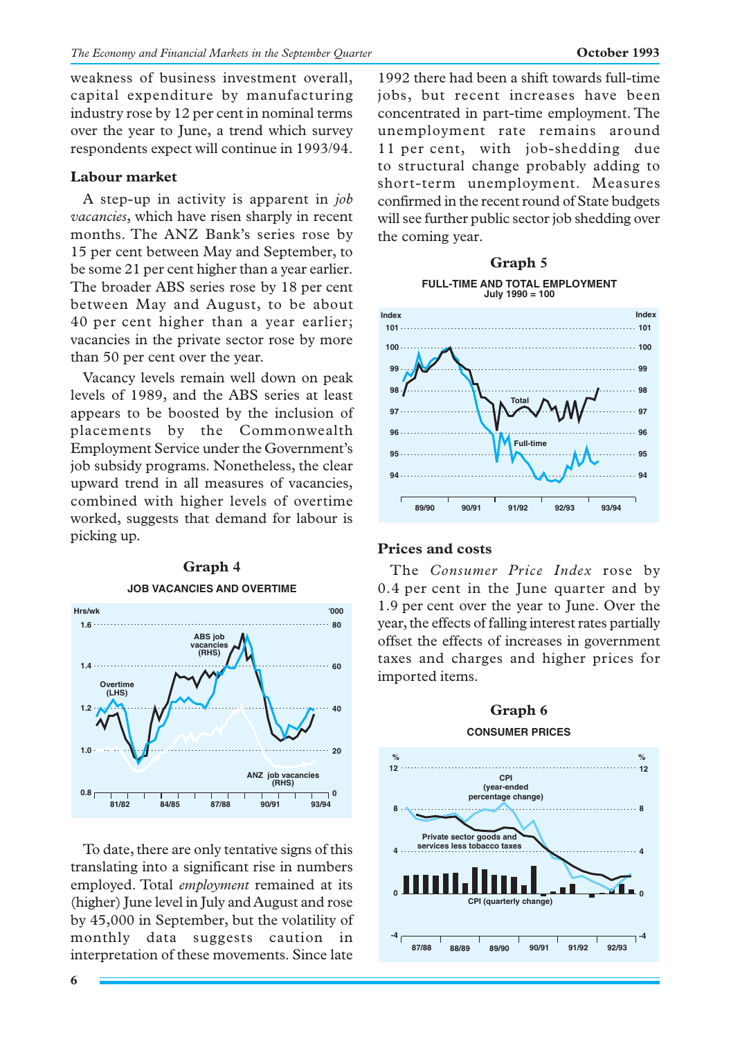weakness of business investment overall, capital expenditure by manufacturing industry rose by 12 per cent in nominal terms over the year to June, a trend which survey respondents expect will continue in 1993/94.

### Labour market

A step-up in activity is apparent in *job vacancies*, which have risen sharply in recent months. The ANZ Bank's series rose by 15 per cent between May and September, to be some 21 per cent higher than a year earlier. The broader ABS series rose by 18 per cent between May and August, to be about 40 per cent higher than a year earlier; vacancies in the private sector rose by more than 50 per cent over the year.

Vacancy levels remain well down on peak levels of 1989, and the ABS series at least appears to be boosted by the inclusion of placements by the Commonwealth Employment Service under the Government's job subsidy programs. Nonetheless, the clear upward trend in all measures of vacancies, combined with higher levels of overtime worked, suggests that demand for labour is picking up.

**Graph 4**

**JOB VACANCIES AND OVERTIME**

To date, there are only tentative signs of this translating into a significant rise in numbers employed. Total *employment* remained at its (higher) June level in July and August and rose by 45,000 in September, but the volatility of monthly data suggests caution in interpretation of these movements. Since late 1992 there had been a shift towards full-time jobs, but recent increases have been concentrated in part-time employment. The unemployment rate remains around 11 per cent, with job-shedding due to structural change probably adding to short-term unemployment. Measures confirmed in the recent round of State budgets will see further public sector job shedding over the coming year.

**Graph 5**

**FULL-TIME AND TOTAL EMPLOYMENT**
July 1990 = 100

### Prices and costs

The *Consumer Price Index* rose by 0.4 per cent in the June quarter and by 1.9 per cent over the year to June. Over the year, the effects of falling interest rates partially offset the effects of increases in government taxes and charges and higher prices for imported items.

**Graph 6**

**CONSUMER PRICES**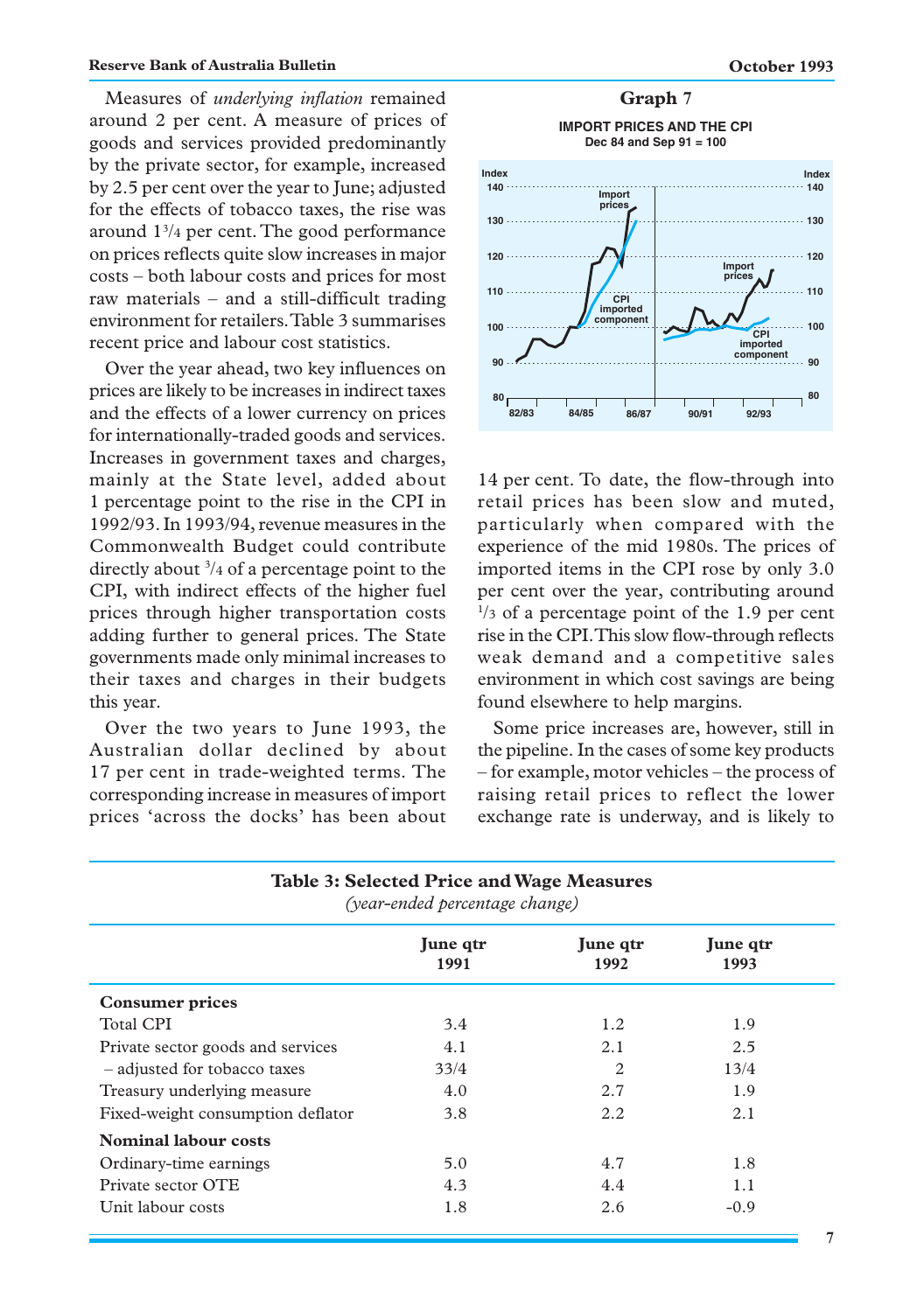Measures of *underlying inflation* remained around 2 per cent. A measure of prices of goods and services provided predominantly by the private sector, for example, increased by 2.5 per cent over the year to June; adjusted for the effects of tobacco taxes, the rise was around 1¾ per cent. The good performance on prices reflects quite slow increases in major costs – both labour costs and prices for most raw materials – and a still-difficult trading environment for retailers. Table 3 summarises recent price and labour cost statistics.

Over the year ahead, two key influences on prices are likely to be increases in indirect taxes and the effects of a lower currency on prices for internationally-traded goods and services. Increases in government taxes and charges, mainly at the State level, added about 1 percentage point to the rise in the CPI in 1992/93. In 1993/94, revenue measures in the Commonwealth Budget could contribute directly about ¾ of a percentage point to the CPI, with indirect effects of the higher fuel prices through higher transportation costs adding further to general prices. The State governments made only minimal increases to their taxes and charges in their budgets this year.

Over the two years to June 1993, the Australian dollar declined by about 17 per cent in trade-weighted terms. The corresponding increase in measures of import prices 'across the docks' has been about 14 per cent. To date, the flow-through into retail prices has been slow and muted, particularly when compared with the experience of the mid 1980s. The prices of imported items in the CPI rose by only 3.0 per cent over the year, contributing around ⅓ of a percentage point of the 1.9 per cent rise in the CPI. This slow flow-through reflects weak demand and a competitive sales environment in which cost savings are being found elsewhere to help margins.

Some price increases are, however, still in the pipeline. In the cases of some key products – for example, motor vehicles – the process of raising retail prices to reflect the lower exchange rate is underway, and is likely to

**Graph 7**

**IMPORT PRICES AND THE CPI**
Dec 84 and Sep 91 = 100

**Table 3: Selected Price and Wage Measures**
*(year-ended percentage change)*

| | June qtr 1991 | June qtr 1992 | June qtr 1993 |
|---|---|---|---|
| **Consumer prices** | | | |
| Total CPI | 3.4 | 1.2 | 1.9 |
| Private sector goods and services | 4.1 | 2.1 | 2.5 |
| – adjusted for tobacco taxes | 3¾ | 2 | 1¾ |
| Treasury underlying measure | 4.0 | 2.7 | 1.9 |
| Fixed-weight consumption deflator | 3.8 | 2.2 | 2.1 |
| **Nominal labour costs** | | | |
| Ordinary-time earnings | 5.0 | 4.7 | 1.8 |
| Private sector OTE | 4.3 | 4.4 | 1.1 |
| Unit labour costs | 1.8 | 2.6 | -0.9 |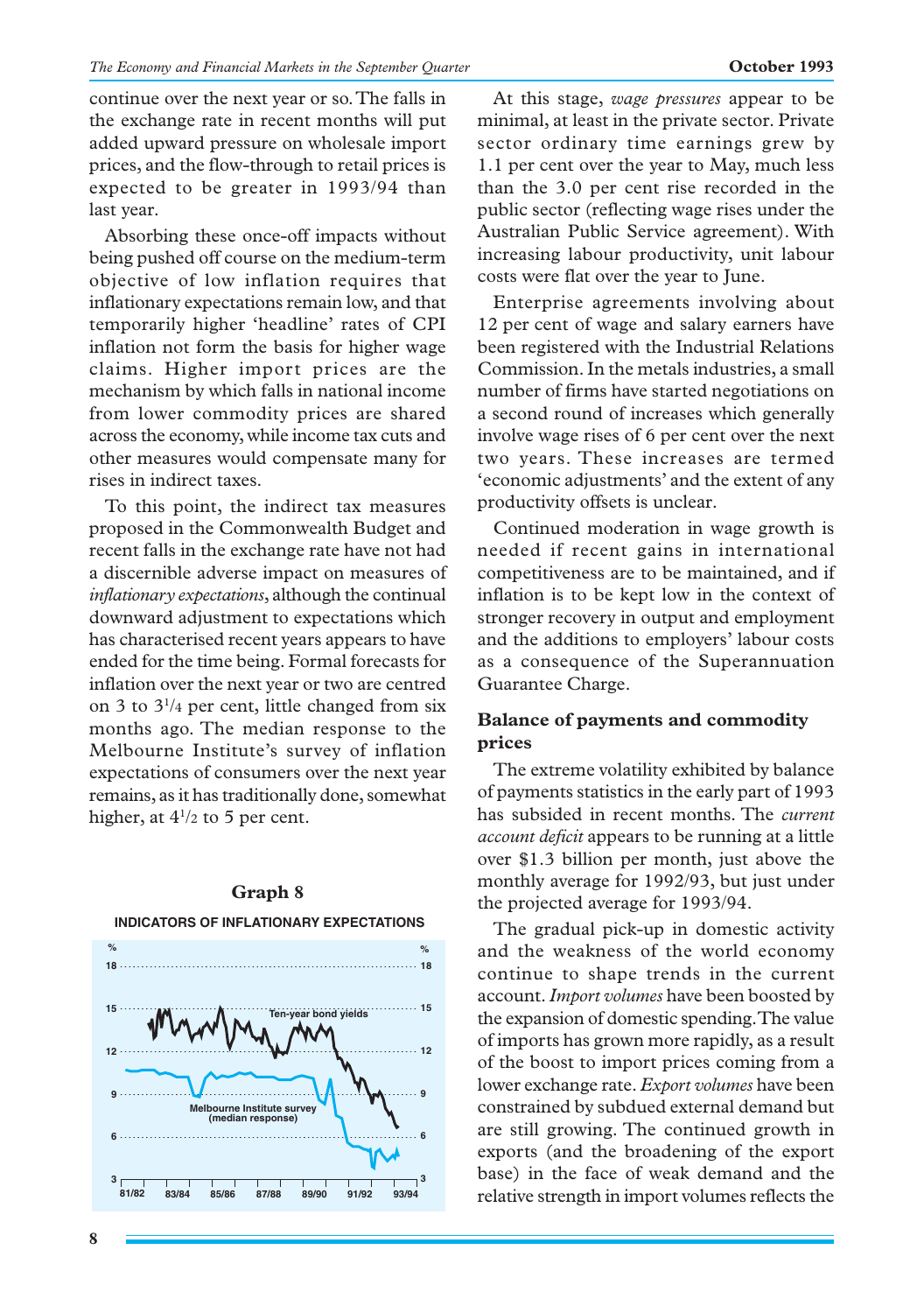continue over the next year or so. The falls in the exchange rate in recent months will put added upward pressure on wholesale import prices, and the flow-through to retail prices is expected to be greater in 1993/94 than last year.

Absorbing these once-off impacts without being pushed off course on the medium-term objective of low inflation requires that inflationary expectations remain low, and that temporarily higher 'headline' rates of CPI inflation not form the basis for higher wage claims. Higher import prices are the mechanism by which falls in national income from lower commodity prices are shared across the economy, while income tax cuts and other measures would compensate many for rises in indirect taxes.

To this point, the indirect tax measures proposed in the Commonwealth Budget and recent falls in the exchange rate have not had a discernible adverse impact on measures of *inflationary expectations*, although the continual downward adjustment to expectations which has characterised recent years appears to have ended for the time being. Formal forecasts for inflation over the next year or two are centred on 3 to 3¼ per cent, little changed from six months ago. The median response to the Melbourne Institute's survey of inflation expectations of consumers over the next year remains, as it has traditionally done, somewhat higher, at 4½ to 5 per cent.

**Graph 8**

**INDICATORS OF INFLATIONARY EXPECTATIONS**

At this stage, *wage pressures* appear to be minimal, at least in the private sector. Private sector ordinary time earnings grew by 1.1 per cent over the year to May, much less than the 3.0 per cent rise recorded in the public sector (reflecting wage rises under the Australian Public Service agreement). With increasing labour productivity, unit labour costs were flat over the year to June.

Enterprise agreements involving about 12 per cent of wage and salary earners have been registered with the Industrial Relations Commission. In the metals industries, a small number of firms have started negotiations on a second round of increases which generally involve wage rises of 6 per cent over the next two years. These increases are termed 'economic adjustments' and the extent of any productivity offsets is unclear.

Continued moderation in wage growth is needed if recent gains in international competitiveness are to be maintained, and if inflation is to be kept low in the context of stronger recovery in output and employment and the additions to employers' labour costs as a consequence of the Superannuation Guarantee Charge.

## Balance of payments and commodity prices

The extreme volatility exhibited by balance of payments statistics in the early part of 1993 has subsided in recent months. The *current account deficit* appears to be running at a little over \$1.3 billion per month, just above the monthly average for 1992/93, but just under the projected average for 1993/94.

The gradual pick-up in domestic activity and the weakness of the world economy continue to shape trends in the current account. *Import volumes* have been boosted by the expansion of domestic spending. The value of imports has grown more rapidly, as a result of the boost to import prices coming from a lower exchange rate. *Export volumes* have been constrained by subdued external demand but are still growing. The continued growth in exports (and the broadening of the export base) in the face of weak demand and the relative strength in import volumes reflects the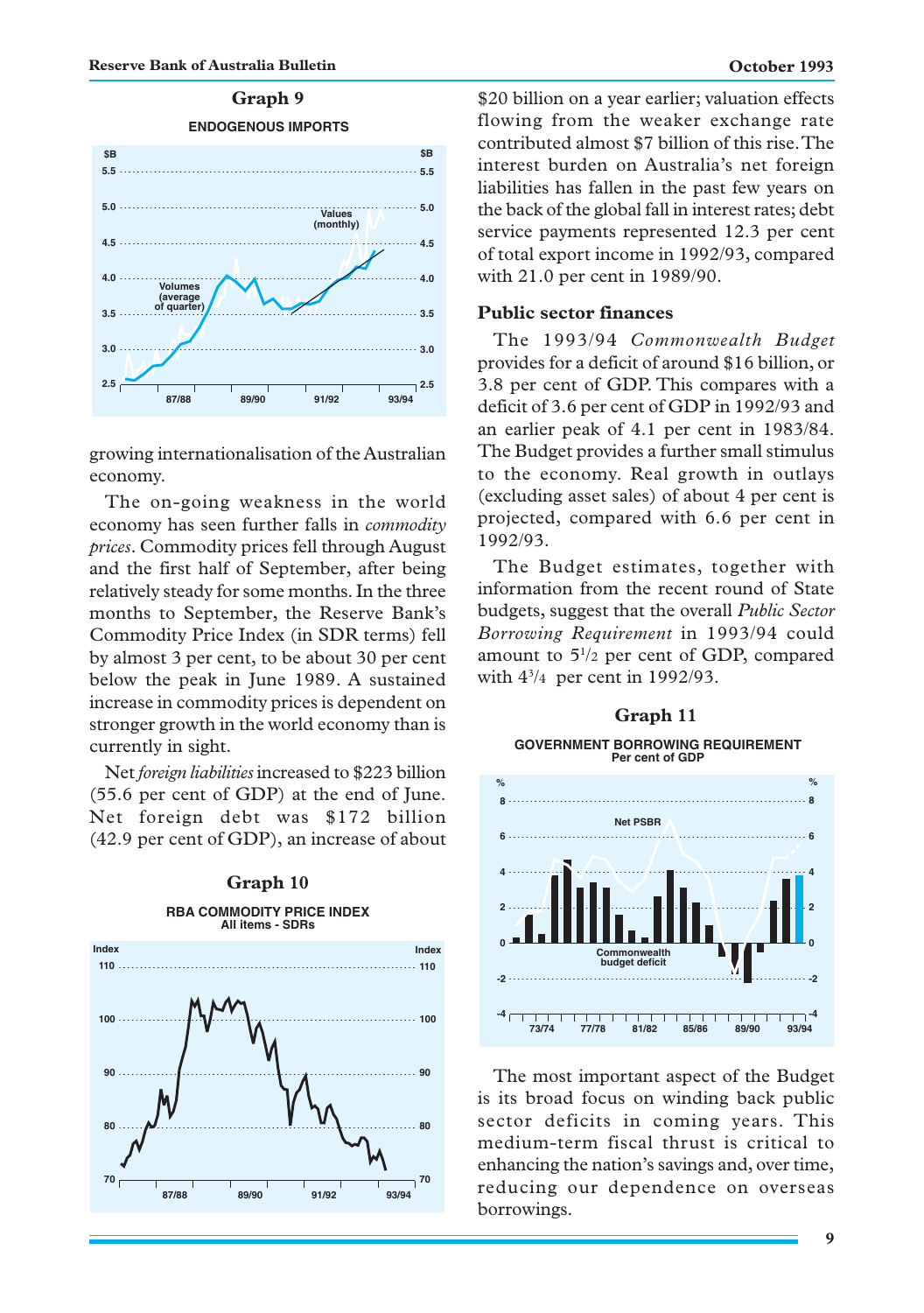**Graph 9**

**ENDOGENOUS IMPORTS**

growing internationalisation of the Australian economy.

The on-going weakness in the world economy has seen further falls in *commodity prices*. Commodity prices fell through August and the first half of September, after being relatively steady for some months. In the three months to September, the Reserve Bank's Commodity Price Index (in SDR terms) fell by almost 3 per cent, to be about 30 per cent below the peak in June 1989. A sustained increase in commodity prices is dependent on stronger growth in the world economy than is currently in sight.

Net *foreign liabilities* increased to $223 billion (55.6 per cent of GDP) at the end of June. Net foreign debt was $172 billion (42.9 per cent of GDP), an increase of about $20 billion on a year earlier; valuation effects flowing from the weaker exchange rate contributed almost $7 billion of this rise. The interest burden on Australia's net foreign liabilities has fallen in the past few years on the back of the global fall in interest rates; debt service payments represented 12.3 per cent of total export income in 1992/93, compared with 21.0 per cent in 1989/90.

**Graph 10**

**RBA COMMODITY PRICE INDEX**
**All items - SDRs**

## Public sector finances

The 1993/94 *Commonwealth Budget* provides for a deficit of around $16 billion, or 3.8 per cent of GDP. This compares with a deficit of 3.6 per cent of GDP in 1992/93 and an earlier peak of 4.1 per cent in 1983/84. The Budget provides a further small stimulus to the economy. Real growth in outlays (excluding asset sales) of about 4 per cent is projected, compared with 6.6 per cent in 1992/93.

The Budget estimates, together with information from the recent round of State budgets, suggest that the overall *Public Sector Borrowing Requirement* in 1993/94 could amount to 5½ per cent of GDP, compared with 4¾ per cent in 1992/93.

**Graph 11**

**GOVERNMENT BORROWING REQUIREMENT**
**Per cent of GDP**

The most important aspect of the Budget is its broad focus on winding back public sector deficits in coming years. This medium-term fiscal thrust is critical to enhancing the nation's savings and, over time, reducing our dependence on overseas borrowings.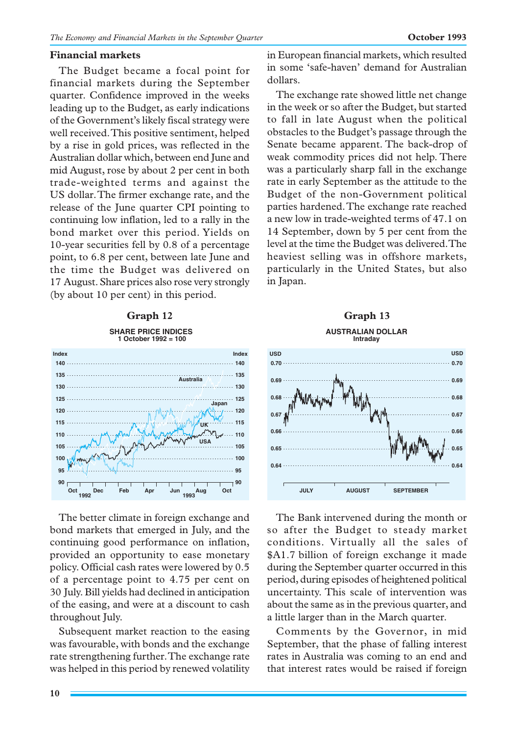## Financial markets

The Budget became a focal point for financial markets during the September quarter. Confidence improved in the weeks leading up to the Budget, as early indications of the Government's likely fiscal strategy were well received. This positive sentiment, helped by a rise in gold prices, was reflected in the Australian dollar which, between end June and mid August, rose by about 2 per cent in both trade-weighted terms and against the US dollar. The firmer exchange rate, and the release of the June quarter CPI pointing to continuing low inflation, led to a rally in the bond market over this period. Yields on 10-year securities fell by 0.8 of a percentage point, to 6.8 per cent, between late June and the time the Budget was delivered on 17 August. Share prices also rose very strongly (by about 10 per cent) in this period.

**Graph 12**

SHARE PRICE INDICES
1 October 1992 = 100

The better climate in foreign exchange and bond markets that emerged in July, and the continuing good performance on inflation, provided an opportunity to ease monetary policy. Official cash rates were lowered by 0.5 of a percentage point to 4.75 per cent on 30 July. Bill yields had declined in anticipation of the easing, and were at a discount to cash throughout July.

Subsequent market reaction to the easing was favourable, with bonds and the exchange rate strengthening further. The exchange rate was helped in this period by renewed volatility in European financial markets, which resulted in some 'safe-haven' demand for Australian dollars.

The exchange rate showed little net change in the week or so after the Budget, but started to fall in late August when the political obstacles to the Budget's passage through the Senate became apparent. The back-drop of weak commodity prices did not help. There was a particularly sharp fall in the exchange rate in early September as the attitude to the Budget of the non-Government political parties hardened. The exchange rate reached a new low in trade-weighted terms of 47.1 on 14 September, down by 5 per cent from the level at the time the Budget was delivered. The heaviest selling was in offshore markets, particularly in the United States, but also in Japan.

**Graph 13**

AUSTRALIAN DOLLAR
Intraday

The Bank intervened during the month or so after the Budget to steady market conditions. Virtually all the sales of $A1.7 billion of foreign exchange it made during the September quarter occurred in this period, during episodes of heightened political uncertainty. This scale of intervention was about the same as in the previous quarter, and a little larger than in the March quarter.

Comments by the Governor, in mid September, that the phase of falling interest rates in Australia was coming to an end and that interest rates would be raised if foreign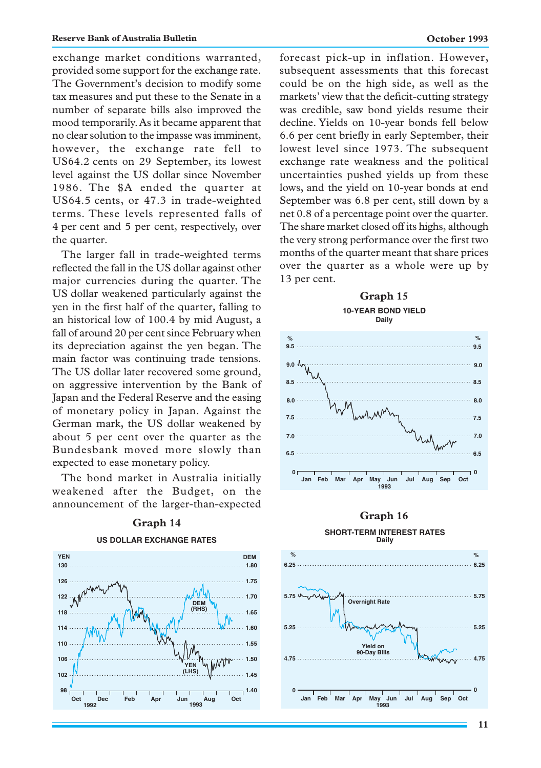exchange market conditions warranted, provided some support for the exchange rate. The Government's decision to modify some tax measures and put these to the Senate in a number of separate bills also improved the mood temporarily. As it became apparent that no clear solution to the impasse was imminent, however, the exchange rate fell to US64.2 cents on 29 September, its lowest level against the US dollar since November 1986. The $A ended the quarter at US64.5 cents, or 47.3 in trade-weighted terms. These levels represented falls of 4 per cent and 5 per cent, respectively, over the quarter.

The larger fall in trade-weighted terms reflected the fall in the US dollar against other major currencies during the quarter. The US dollar weakened particularly against the yen in the first half of the quarter, falling to an historical low of 100.4 by mid August, a fall of around 20 per cent since February when its depreciation against the yen began. The main factor was continuing trade tensions. The US dollar later recovered some ground, on aggressive intervention by the Bank of Japan and the Federal Reserve and the easing of monetary policy in Japan. Against the German mark, the US dollar weakened by about 5 per cent over the quarter as the Bundesbank moved more slowly than expected to ease monetary policy.

The bond market in Australia initially weakened after the Budget, on the announcement of the larger-than-expected forecast pick-up in inflation. However, subsequent assessments that this forecast could be on the high side, as well as the markets' view that the deficit-cutting strategy was credible, saw bond yields resume their decline. Yields on 10-year bonds fell below 6.6 per cent briefly in early September, their lowest level since 1973. The subsequent exchange rate weakness and the political uncertainties pushed yields up from these lows, and the yield on 10-year bonds at end September was 6.8 per cent, still down by a net 0.8 of a percentage point over the quarter. The share market closed off its highs, although the very strong performance over the first two months of the quarter meant that share prices over the quarter as a whole were up by 13 per cent.

**Graph 14**

US DOLLAR EXCHANGE RATES

**Graph 15**

10-YEAR BOND YIELD
Daily

**Graph 16**

SHORT-TERM INTEREST RATES
Daily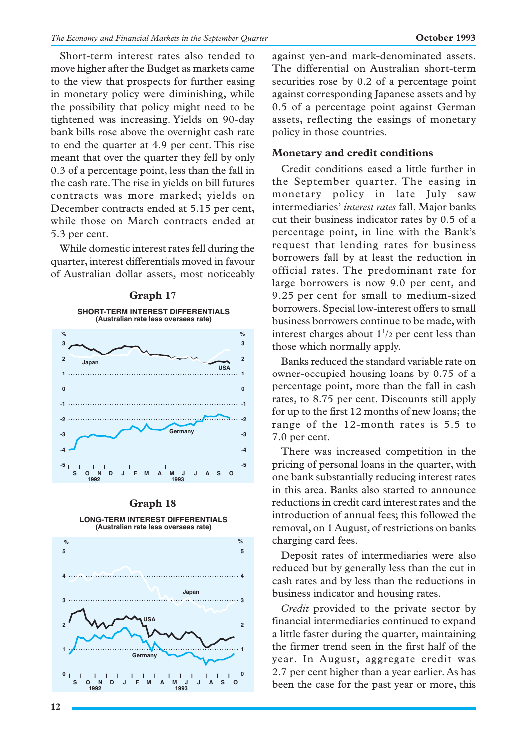Short-term interest rates also tended to move higher after the Budget as markets came to the view that prospects for further easing in monetary policy were diminishing, while the possibility that policy might need to be tightened was increasing. Yields on 90-day bank bills rose above the overnight cash rate to end the quarter at 4.9 per cent. This rise meant that over the quarter they fell by only 0.3 of a percentage point, less than the fall in the cash rate. The rise in yields on bill futures contracts was more marked; yields on December contracts ended at 5.15 per cent, while those on March contracts ended at 5.3 per cent.

While domestic interest rates fell during the quarter, interest differentials moved in favour of Australian dollar assets, most noticeably against yen-and mark-denominated assets. The differential on Australian short-term securities rose by 0.2 of a percentage point against corresponding Japanese assets and by 0.5 of a percentage point against German assets, reflecting the easings of monetary policy in those countries.

**Graph 17**

**SHORT-TERM INTEREST DIFFERENTIALS**
**(Australian rate less overseas rate)**

**Graph 18**

**LONG-TERM INTEREST DIFFERENTIALS**
**(Australian rate less overseas rate)**

## Monetary and credit conditions

Credit conditions eased a little further in the September quarter. The easing in monetary policy in late July saw intermediaries' *interest rates* fall. Major banks cut their business indicator rates by 0.5 of a percentage point, in line with the Bank's request that lending rates for business borrowers fall by at least the reduction in official rates. The predominant rate for large borrowers is now 9.0 per cent, and 9.25 per cent for small to medium-sized borrowers. Special low-interest offers to small business borrowers continue to be made, with interest charges about $1^1/_2$ per cent less than those which normally apply.

Banks reduced the standard variable rate on owner-occupied housing loans by 0.75 of a percentage point, more than the fall in cash rates, to 8.75 per cent. Discounts still apply for up to the first 12 months of new loans; the range of the 12-month rates is 5.5 to 7.0 per cent.

There was increased competition in the pricing of personal loans in the quarter, with one bank substantially reducing interest rates in this area. Banks also started to announce reductions in credit card interest rates and the introduction of annual fees; this followed the removal, on 1 August, of restrictions on banks charging card fees.

Deposit rates of intermediaries were also reduced but by generally less than the cut in cash rates and by less than the reductions in business indicator and housing rates.

*Credit* provided to the private sector by financial intermediaries continued to expand a little faster during the quarter, maintaining the firmer trend seen in the first half of the year. In August, aggregate credit was 2.7 per cent higher than a year earlier. As has been the case for the past year or more, this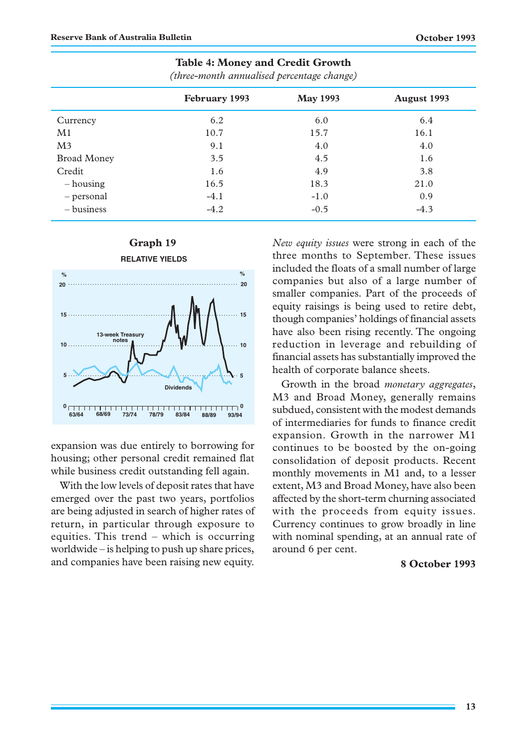**Table 4: Money and Credit Growth**

*(three-month annualised percentage change)*

| | February 1993 | May 1993 | August 1993 |
|---|---|---|---|
| Currency | 6.2 | 6.0 | 6.4 |
| M1 | 10.7 | 15.7 | 16.1 |
| M3 | 9.1 | 4.0 | 4.0 |
| Broad Money | 3.5 | 4.5 | 1.6 |
| Credit | 1.6 | 4.9 | 3.8 |
| – housing | 16.5 | 18.3 | 21.0 |
| – personal | -4.1 | -1.0 | 0.9 |
| – business | -4.2 | -0.5 | -4.3 |

**Graph 19**

RELATIVE YIELDS

%
20
15
10
5
0
13-week Treasury notes
Dividends
63/64 68/69 73/74 78/79 83/84 88/89 93/94

expansion was due entirely to borrowing for housing; other personal credit remained flat while business credit outstanding fell again.

With the low levels of deposit rates that have emerged over the past two years, portfolios are being adjusted in search of higher rates of return, in particular through exposure to equities. This trend – which is occurring worldwide – is helping to push up share prices, and companies have been raising new equity.

*New equity issues* were strong in each of the three months to September. These issues included the floats of a small number of large companies but also of a large number of smaller companies. Part of the proceeds of equity raisings is being used to retire debt, though companies' holdings of financial assets have also been rising recently. The ongoing reduction in leverage and rebuilding of financial assets has substantially improved the health of corporate balance sheets.

Growth in the broad *monetary aggregates*, M3 and Broad Money, generally remains subdued, consistent with the modest demands of intermediaries for funds to finance credit expansion. Growth in the narrower M1 continues to be boosted by the on-going consolidation of deposit products. Recent monthly movements in M1 and, to a lesser extent, M3 and Broad Money, have also been affected by the short-term churning associated with the proceeds from equity issues. Currency continues to grow broadly in line with nominal spending, at an annual rate of around 6 per cent.

**8 October 1993**